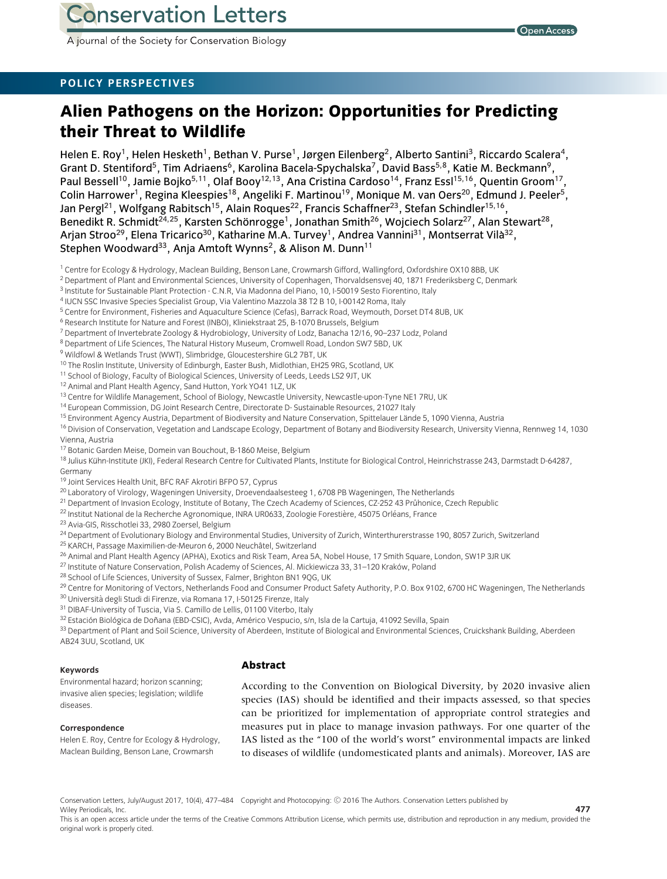## POLICY PERSPECTIVES

# Alien Pathogens on the Horizon: Opportunities for Predicting their Threat to Wildlife

Helen E. Roy[1], Helen Hesketh[1], Bethan V. Purse[1], Jørgen Eilenberg[2], Alberto Santini[3], Riccardo Scalera[4], Grant D. Stentiford[5], Tim Adriaens[6], Karolina Bacela-Spychalska[7], David Bass[5,8], Katie M. Beckmann[9], Paul Bessell[10], Jamie Bojko[5,11], Olaf Booy[12,13], Ana Cristina Cardoso[14], Franz Essl[15,16], Quentin Groom[17], Colin Harrower[1], Regina Kleespies[18], Angeliki F. Martinou[19], Monique M. van Oers[20], Edmund J. Peeler[5], Jan Pergl[21], Wolfgang Rabitsch[15], Alain Roques[22], Francis Schaffner[23], Stefan Schindler[15,16], Benedikt R. Schmidt[24,25], Karsten Schönrogge[1], Jonathan Smith[26], Wojciech Solarz[27], Alan Stewart[28], Arjan Stroo[29], Elena Tricarico[30], Katharine M.A. Turvey[1], Andrea Vannini[31], Montserrat Vilà[32], Stephen Woodward[33], Anja Amtoft Wynns[2], & Alison M. Dunn[11]

[1] Centre for Ecology & Hydrology, Maclean Building, Benson Lane, Crowmarsh Gifford, Wallingford, Oxfordshire OX10 8BB, UK
[2] Department of Plant and Environmental Sciences, University of Copenhagen, Thorvaldsensvej 40, 1871 Frederiksberg C, Denmark
[3] Institute for Sustainable Plant Protection - C.N.R, Via Madonna del Piano, 10, I-50019 Sesto Fiorentino, Italy
[4] IUCN SSC Invasive Species Specialist Group, Via Valentino Mazzola 38 T2 B 10, I-00142 Roma, Italy
[5] Centre for Environment, Fisheries and Aquaculture Science (Cefas), Barrack Road, Weymouth, Dorset DT4 8UB, UK
[6] Research Institute for Nature and Forest (INBO), Kliniekstraat 25, B-1070 Brussels, Belgium
[7] Department of Invertebrate Zoology & Hydrobiology, University of Lodz, Banacha 12/16, 90–237 Lodz, Poland
[8] Department of Life Sciences, The Natural History Museum, Cromwell Road, London SW7 5BD, UK
[9] Wildfowl & Wetlands Trust (WWT), Slimbridge, Gloucestershire GL2 7BT, UK
[10] The Roslin Institute, University of Edinburgh, Easter Bush, Midlothian, EH25 9RG, Scotland, UK
[11] School of Biology, Faculty of Biological Sciences, University of Leeds, Leeds LS2 9JT, UK
[12] Animal and Plant Health Agency, Sand Hutton, York YO41 1LZ, UK
[13] Centre for Wildlife Management, School of Biology, Newcastle University, Newcastle-upon-Tyne NE1 7RU, UK
[14] European Commission, DG Joint Research Centre, Directorate D- Sustainable Resources, 21027 Italy
[15] Environment Agency Austria, Department of Biodiversity and Nature Conservation, Spittelauer Lände 5, 1090 Vienna, Austria
[16] Division of Conservation, Vegetation and Landscape Ecology, Department of Botany and Biodiversity Research, University Vienna, Rennweg 14, 1030 Vienna, Austria
[17] Botanic Garden Meise, Domein van Bouchout, B-1860 Meise, Belgium
[18] Julius Kühn-Institute (JKI), Federal Research Centre for Cultivated Plants, Institute for Biological Control, Heinrichstrasse 243, Darmstadt D-64287, Germany
[19] Joint Services Health Unit, BFC RAF Akrotiri BFPO 57, Cyprus
[20] Laboratory of Virology, Wageningen University, Droevendaalsesteeg 1, 6708 PB Wageningen, The Netherlands
[21] Department of Invasion Ecology, Institute of Botany, The Czech Academy of Sciences, CZ-252 43 Průhonice, Czech Republic
[22] Institut National de la Recherche Agronomique, INRA UR0633, Zoologie Forestière, 45075 Orléans, France
[23] Avia-GIS, Risschotlei 33, 2980 Zoersel, Belgium
[24] Department of Evolutionary Biology and Environmental Studies, University of Zurich, Winterthurerstrasse 190, 8057 Zurich, Switzerland
[25] KARCH, Passage Maximilien-de-Meuron 6, 2000 Neuchâtel, Switzerland
[26] Animal and Plant Health Agency (APHA), Exotics and Risk Team, Area 5A, Nobel House, 17 Smith Square, London, SW1P 3JR UK
[27] Institute of Nature Conservation, Polish Academy of Sciences, Al. Mickiewicza 33, 31–120 Kraków, Poland
[28] School of Life Sciences, University of Sussex, Falmer, Brighton BN1 9QG, UK
[29] Centre for Monitoring of Vectors, Netherlands Food and Consumer Product Safety Authority, P.O. Box 9102, 6700 HC Wageningen, The Netherlands
[30] Università degli Studi di Firenze, via Romana 17, I-50125 Firenze, Italy
[31] DIBAF-University of Tuscia, Via S. Camillo de Lellis, 01100 Viterbo, Italy
[32] Estación Biológica de Doñana (EBD-CSIC), Avda, Américo Vespucio, s/n, Isla de la Cartuja, 41092 Sevilla, Spain
[33] Department of Plant and Soil Science, University of Aberdeen, Institute of Biological and Environmental Sciences, Cruickshank Building, Aberdeen AB24 3UU, Scotland, UK

**Keywords**

Environmental hazard; horizon scanning; invasive alien species; legislation; wildlife diseases.

**Correspondence**

Helen E. Roy, Centre for Ecology & Hydrology, Maclean Building, Benson Lane, Crowmarsh

## Abstract

According to the Convention on Biological Diversity, by 2020 invasive alien species (IAS) should be identified and their impacts assessed, so that species can be prioritized for implementation of appropriate control strategies and measures put in place to manage invasion pathways. For one quarter of the IAS listed as the "100 of the world's worst" environmental impacts are linked to diseases of wildlife (undomesticated plants and animals). Moreover, IAS are

Copyright and Photocopying: © 2016 The Authors. Conservation Letters published by Wiley Periodicals, Inc.
This is an open access article under the terms of the Creative Commons Attribution License, which permits use, distribution and reproduction in any medium, provided the original work is properly cited.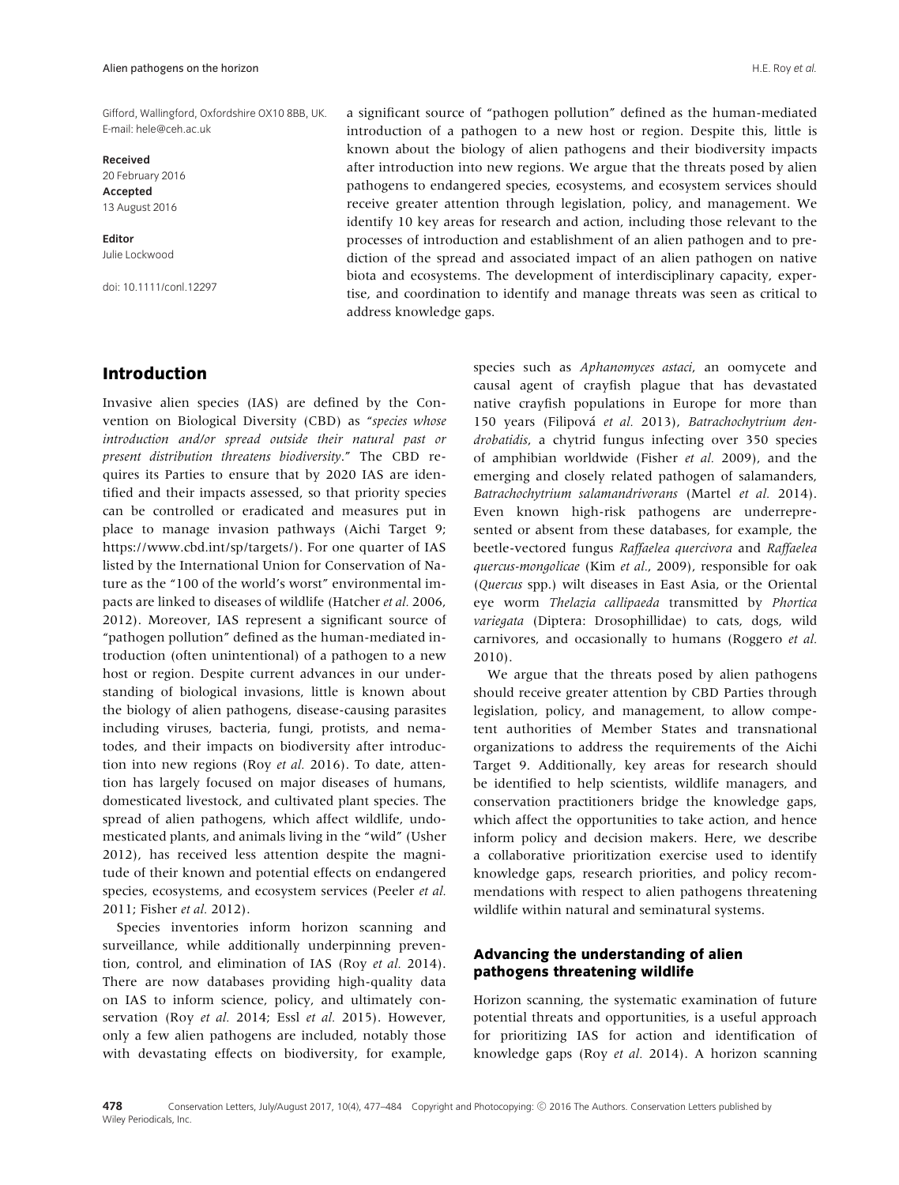Gifford, Wallingford, Oxfordshire OX10 8BB, UK.
E-mail: hele@ceh.ac.uk

**Received**
20 February 2016
**Accepted**
13 August 2016

**Editor**
Julie Lockwood

doi: 10.1111/conl.12297

a significant source of "pathogen pollution" defined as the human-mediated introduction of a pathogen to a new host or region. Despite this, little is known about the biology of alien pathogens and their biodiversity impacts after introduction into new regions. We argue that the threats posed by alien pathogens to endangered species, ecosystems, and ecosystem services should receive greater attention through legislation, policy, and management. We identify 10 key areas for research and action, including those relevant to the processes of introduction and establishment of an alien pathogen and to prediction of the spread and associated impact of an alien pathogen on native biota and ecosystems. The development of interdisciplinary capacity, expertise, and coordination to identify and manage threats was seen as critical to address knowledge gaps.

## Introduction

Invasive alien species (IAS) are defined by the Convention on Biological Diversity (CBD) as "*species whose introduction and/or spread outside their natural past or present distribution threatens biodiversity*." The CBD requires its Parties to ensure that by 2020 IAS are identified and their impacts assessed, so that priority species can be controlled or eradicated and measures put in place to manage invasion pathways (Aichi Target 9; https://www.cbd.int/sp/targets/). For one quarter of IAS listed by the International Union for Conservation of Nature as the "100 of the world's worst" environmental impacts are linked to diseases of wildlife (Hatcher *et al.* 2006, 2012). Moreover, IAS represent a significant source of "pathogen pollution" defined as the human-mediated introduction (often unintentional) of a pathogen to a new host or region. Despite current advances in our understanding of biological invasions, little is known about the biology of alien pathogens, disease-causing parasites including viruses, bacteria, fungi, protists, and nematodes, and their impacts on biodiversity after introduction into new regions (Roy *et al.* 2016). To date, attention has largely focused on major diseases of humans, domesticated livestock, and cultivated plant species. The spread of alien pathogens, which affect wildlife, undomesticated plants, and animals living in the "wild" (Usher 2012), has received less attention despite the magnitude of their known and potential effects on endangered species, ecosystems, and ecosystem services (Peeler *et al.* 2011; Fisher *et al.* 2012).

Species inventories inform horizon scanning and surveillance, while additionally underpinning prevention, control, and elimination of IAS (Roy *et al.* 2014). There are now databases providing high-quality data on IAS to inform science, policy, and ultimately conservation (Roy *et al.* 2014; Essl *et al.* 2015). However, only a few alien pathogens are included, notably those with devastating effects on biodiversity, for example, species such as *Aphanomyces astaci*, an oomycete and causal agent of crayfish plague that has devastated native crayfish populations in Europe for more than 150 years (Filipová *et al.* 2013), *Batrachochytrium dendrobatidis*, a chytrid fungus infecting over 350 species of amphibian worldwide (Fisher *et al.* 2009), and the emerging and closely related pathogen of salamanders, *Batrachochytrium salamandrivorans* (Martel *et al.* 2014). Even known high-risk pathogens are underrepresented or absent from these databases, for example, the beetle-vectored fungus *Raffaelea quercivora* and *Raffaelea quercus-mongolicae* (Kim *et al.*, 2009), responsible for oak (*Quercus* spp.) wilt diseases in East Asia, or the Oriental eye worm *Thelazia callipaeda* transmitted by *Phortica variegata* (Diptera: Drosophillidae) to cats, dogs, wild carnivores, and occasionally to humans (Roggero *et al.* 2010).

We argue that the threats posed by alien pathogens should receive greater attention by CBD Parties through legislation, policy, and management, to allow competent authorities of Member States and transnational organizations to address the requirements of the Aichi Target 9. Additionally, key areas for research should be identified to help scientists, wildlife managers, and conservation practitioners bridge the knowledge gaps, which affect the opportunities to take action, and hence inform policy and decision makers. Here, we describe a collaborative prioritization exercise used to identify knowledge gaps, research priorities, and policy recommendations with respect to alien pathogens threatening wildlife within natural and seminatural systems.

### Advancing the understanding of alien pathogens threatening wildlife

Horizon scanning, the systematic examination of future potential threats and opportunities, is a useful approach for prioritizing IAS for action and identification of knowledge gaps (Roy *et al.* 2014). A horizon scanning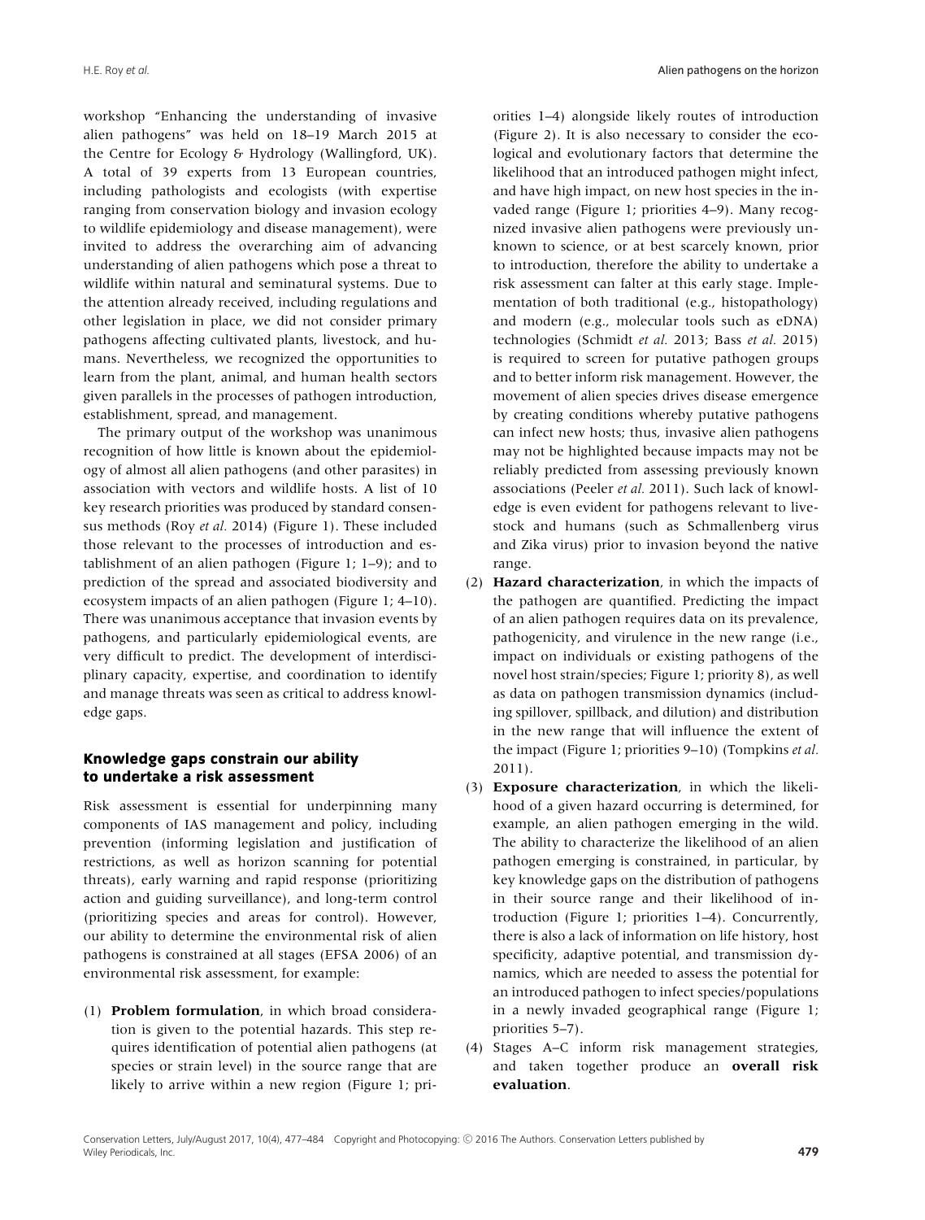workshop "Enhancing the understanding of invasive alien pathogens" was held on 18–19 March 2015 at the Centre for Ecology & Hydrology (Wallingford, UK). A total of 39 experts from 13 European countries, including pathologists and ecologists (with expertise ranging from conservation biology and invasion ecology to wildlife epidemiology and disease management), were invited to address the overarching aim of advancing understanding of alien pathogens which pose a threat to wildlife within natural and seminatural systems. Due to the attention already received, including regulations and other legislation in place, we did not consider primary pathogens affecting cultivated plants, livestock, and humans. Nevertheless, we recognized the opportunities to learn from the plant, animal, and human health sectors given parallels in the processes of pathogen introduction, establishment, spread, and management.

The primary output of the workshop was unanimous recognition of how little is known about the epidemiology of almost all alien pathogens (and other parasites) in association with vectors and wildlife hosts. A list of 10 key research priorities was produced by standard consensus methods (Roy *et al.* 2014) (Figure 1). These included those relevant to the processes of introduction and establishment of an alien pathogen (Figure 1; 1–9); and to prediction of the spread and associated biodiversity and ecosystem impacts of an alien pathogen (Figure 1; 4–10). There was unanimous acceptance that invasion events by pathogens, and particularly epidemiological events, are very difficult to predict. The development of interdisciplinary capacity, expertise, and coordination to identify and manage threats was seen as critical to address knowledge gaps.

## Knowledge gaps constrain our ability to undertake a risk assessment

Risk assessment is essential for underpinning many components of IAS management and policy, including prevention (informing legislation and justification of restrictions, as well as horizon scanning for potential threats), early warning and rapid response (prioritizing action and guiding surveillance), and long-term control (prioritizing species and areas for control). However, our ability to determine the environmental risk of alien pathogens is constrained at all stages (EFSA 2006) of an environmental risk assessment, for example:

(1) **Problem formulation**, in which broad consideration is given to the potential hazards. This step requires identification of potential alien pathogens (at species or strain level) in the source range that are likely to arrive within a new region (Figure 1; priorities 1–4) alongside likely routes of introduction (Figure 2). It is also necessary to consider the ecological and evolutionary factors that determine the likelihood that an introduced pathogen might infect, and have high impact, on new host species in the invaded range (Figure 1; priorities 4–9). Many recognized invasive alien pathogens were previously unknown to science, or at best scarcely known, prior to introduction, therefore the ability to undertake a risk assessment can falter at this early stage. Implementation of both traditional (e.g., histopathology) and modern (e.g., molecular tools such as eDNA) technologies (Schmidt *et al.* 2013; Bass *et al.* 2015) is required to screen for putative pathogen groups and to better inform risk management. However, the movement of alien species drives disease emergence by creating conditions whereby putative pathogens can infect new hosts; thus, invasive alien pathogens may not be highlighted because impacts may not be reliably predicted from assessing previously known associations (Peeler *et al.* 2011). Such lack of knowledge is even evident for pathogens relevant to livestock and humans (such as Schmallenberg virus and Zika virus) prior to invasion beyond the native range.

(2) **Hazard characterization**, in which the impacts of the pathogen are quantified. Predicting the impact of an alien pathogen requires data on its prevalence, pathogenicity, and virulence in the new range (i.e., impact on individuals or existing pathogens of the novel host strain/species; Figure 1; priority 8), as well as data on pathogen transmission dynamics (including spillover, spillback, and dilution) and distribution in the new range that will influence the extent of the impact (Figure 1; priorities 9–10) (Tompkins *et al.* 2011).

(3) **Exposure characterization**, in which the likelihood of a given hazard occurring is determined, for example, an alien pathogen emerging in the wild. The ability to characterize the likelihood of an alien pathogen emerging is constrained, in particular, by key knowledge gaps on the distribution of pathogens in their source range and their likelihood of introduction (Figure 1; priorities 1–4). Concurrently, there is also a lack of information on life history, host specificity, adaptive potential, and transmission dynamics, which are needed to assess the potential for an introduced pathogen to infect species/populations in a newly invaded geographical range (Figure 1; priorities 5–7).

(4) Stages A–C inform risk management strategies, and taken together produce an **overall risk evaluation**.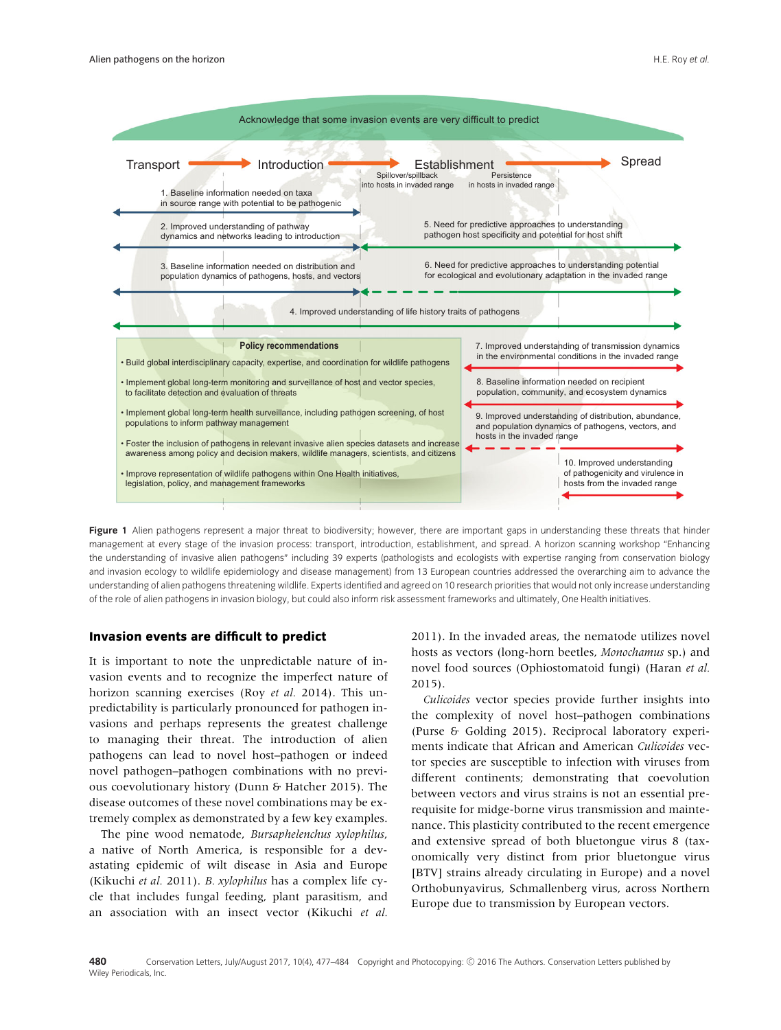Acknowledge that some invasion events are very difficult to predict

Transport → Introduction → Establishment → Spread

Spillover/spillback into hosts in invaded range

Persistence in hosts in invaded range

1. Baseline information needed on taxa in source range with potential to be pathogenic

2. Improved understanding of pathway dynamics and networks leading to introduction

3. Baseline information needed on distribution and population dynamics of pathogens, hosts, and vectors

4. Improved understanding of life history traits of pathogens

5. Need for predictive approaches to understanding pathogen host specificity and potential for host shift

6. Need for predictive approaches to understanding potential for ecological and evolutionary adaptation in the invaded range

7. Improved understanding of transmission dynamics in the environmental conditions in the invaded range

8. Baseline information needed on recipient population, community, and ecosystem dynamics

9. Improved understanding of distribution, abundance, and population dynamics of pathogens, vectors, and hosts in the invaded range

10. Improved understanding of pathogenicity and virulence in hosts from the invaded range

**Policy recommendations**

- Build global interdisciplinary capacity, expertise, and coordination for wildlife pathogens
- Implement global long-term monitoring and surveillance of host and vector species, to facilitate detection and evaluation of threats
- Implement global long-term health surveillance, including pathogen screening, of host populations to inform pathway management
- Foster the inclusion of pathogens in relevant invasive alien species datasets and increase awareness among policy and decision makers, wildlife managers, scientists, and citizens
- Improve representation of wildlife pathogens within One Health initiatives, legislation, policy, and management frameworks

**Figure 1** Alien pathogens represent a major threat to biodiversity; however, there are important gaps in understanding these threats that hinder management at every stage of the invasion process: transport, introduction, establishment, and spread. A horizon scanning workshop "Enhancing the understanding of invasive alien pathogens" including 39 experts (pathologists and ecologists with expertise ranging from conservation biology and invasion ecology to wildlife epidemiology and disease management) from 13 European countries addressed the overarching aim to advance the understanding of alien pathogens threatening wildlife. Experts identified and agreed on 10 research priorities that would not only increase understanding of the role of alien pathogens in invasion biology, but could also inform risk assessment frameworks and ultimately, One Health initiatives.

## Invasion events are difficult to predict

It is important to note the unpredictable nature of invasion events and to recognize the imperfect nature of horizon scanning exercises (Roy *et al.* 2014). This unpredictability is particularly pronounced for pathogen invasions and perhaps represents the greatest challenge to managing their threat. The introduction of alien pathogens can lead to novel host–pathogen or indeed novel pathogen–pathogen combinations with no previous coevolutionary history (Dunn & Hatcher 2015). The disease outcomes of these novel combinations may be extremely complex as demonstrated by a few key examples.

The pine wood nematode, *Bursaphelenchus xylophilus*, a native of North America, is responsible for a devastating epidemic of wilt disease in Asia and Europe (Kikuchi *et al.* 2011). *B. xylophilus* has a complex life cycle that includes fungal feeding, plant parasitism, and an association with an insect vector (Kikuchi *et al.* 2011). In the invaded areas, the nematode utilizes novel hosts as vectors (long-horn beetles, *Monochamus* sp.) and novel food sources (Ophiostomatoid fungi) (Haran *et al.* 2015).

*Culicoides* vector species provide further insights into the complexity of novel host–pathogen combinations (Purse & Golding 2015). Reciprocal laboratory experiments indicate that African and American *Culicoides* vector species are susceptible to infection with viruses from different continents; demonstrating that coevolution between vectors and virus strains is not an essential prerequisite for midge-borne virus transmission and maintenance. This plasticity contributed to the recent emergence and extensive spread of both bluetongue virus 8 (taxonomically very distinct from prior bluetongue virus [BTV] strains already circulating in Europe) and a novel Orthobunyavirus, Schmallenberg virus, across Northern Europe due to transmission by European vectors.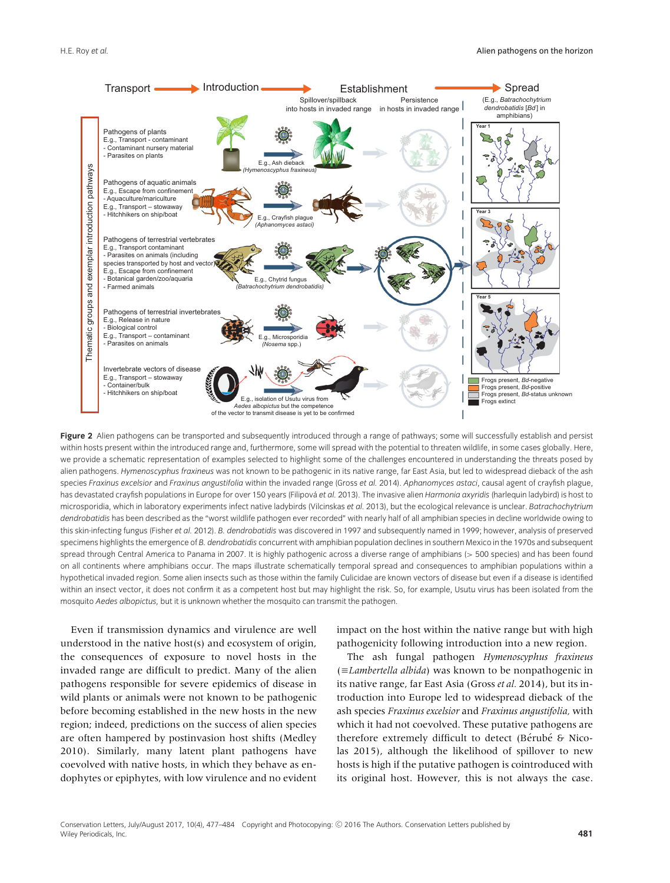**Figure 2** Alien pathogens can be transported and subsequently introduced through a range of pathways; some will successfully establish and persist within hosts present within the introduced range and, furthermore, some will spread with the potential to threaten wildlife, in some cases globally. Here, we provide a schematic representation of examples selected to highlight some of the challenges encountered in understanding the threats posed by alien pathogens. *Hymenoscyphus fraxineus* was not known to be pathogenic in its native range, far East Asia, but led to widespread dieback of the ash species *Fraxinus excelsior* and *Fraxinus angustifolia* within the invaded range (Gross *et al.* 2014). *Aphanomyces astaci*, causal agent of crayfish plague, has devastated crayfish populations in Europe for over 150 years (Filipová *et al.* 2013). The invasive alien *Harmonia axyridis* (harlequin ladybird) is host to microsporidia, which in laboratory experiments infect native ladybirds (Vilcinskas *et al.* 2013), but the ecological relevance is unclear. *Batrachochytrium dendrobatidis* has been described as the "worst wildlife pathogen ever recorded" with nearly half of all amphibian species in decline worldwide owing to this skin-infecting fungus (Fisher *et al.* 2012). *B. dendrobatidis* was discovered in 1997 and subsequently named in 1999; however, analysis of preserved specimens highlights the emergence of *B. dendrobatidis* concurrent with amphibian population declines in southern Mexico in the 1970s and subsequent spread through Central America to Panama in 2007. It is highly pathogenic across a diverse range of amphibians (> 500 species) and has been found on all continents where amphibians occur. The maps illustrate schematically temporal spread and consequences to amphibian populations within a hypothetical invaded region. Some alien insects such as those within the family Culicidae are known vectors of disease but even if a disease is identified within an insect vector, it does not confirm it as a competent host but may highlight the risk. So, for example, Usutu virus has been isolated from the mosquito *Aedes albopictus*, but it is unknown whether the mosquito can transmit the pathogen.

Even if transmission dynamics and virulence are well understood in the native host(s) and ecosystem of origin, the consequences of exposure to novel hosts in the invaded range are difficult to predict. Many of the alien pathogens responsible for severe epidemics of disease in wild plants or animals were not known to be pathogenic before becoming established in the new hosts in the new region; indeed, predictions on the success of alien species are often hampered by postinvasion host shifts (Medley 2010). Similarly, many latent plant pathogens have coevolved with native hosts, in which they behave as endophytes or epiphytes, with low virulence and no evident impact on the host within the native range but with high pathogenicity following introduction into a new region.

The ash fungal pathogen *Hymenoscyphus fraxineus* (≡*Lambertella albida*) was known to be nonpathogenic in its native range, far East Asia (Gross *et al.* 2014), but its introduction into Europe led to widespread dieback of the ash species *Fraxinus excelsior* and *Fraxinus angustifolia,* with which it had not coevolved. These putative pathogens are therefore extremely difficult to detect (Bérubé & Nicolas 2015), although the likelihood of spillover to new hosts is high if the putative pathogen is cointroduced with its original host. However, this is not always the case.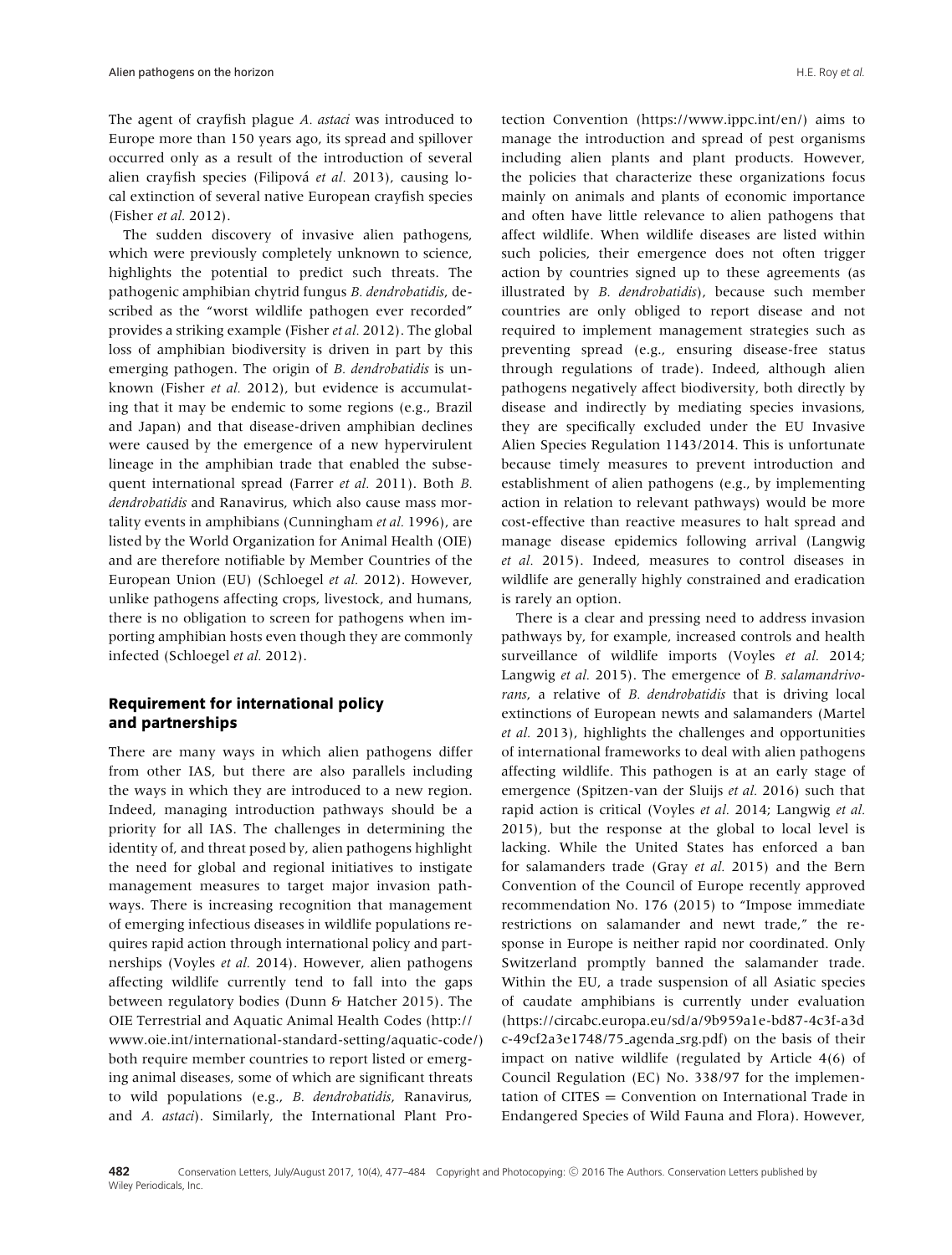The agent of crayfish plague *A. astaci* was introduced to Europe more than 150 years ago, its spread and spillover occurred only as a result of the introduction of several alien crayfish species (Filipová *et al.* 2013), causing local extinction of several native European crayfish species (Fisher *et al.* 2012).

The sudden discovery of invasive alien pathogens, which were previously completely unknown to science, highlights the potential to predict such threats. The pathogenic amphibian chytrid fungus *B. dendrobatidis*, described as the "worst wildlife pathogen ever recorded" provides a striking example (Fisher *et al.* 2012). The global loss of amphibian biodiversity is driven in part by this emerging pathogen. The origin of *B. dendrobatidis* is unknown (Fisher *et al.* 2012), but evidence is accumulating that it may be endemic to some regions (e.g., Brazil and Japan) and that disease-driven amphibian declines were caused by the emergence of a new hypervirulent lineage in the amphibian trade that enabled the subsequent international spread (Farrer *et al.* 2011). Both *B. dendrobatidis* and Ranavirus, which also cause mass mortality events in amphibians (Cunningham *et al.* 1996), are listed by the World Organization for Animal Health (OIE) and are therefore notifiable by Member Countries of the European Union (EU) (Schloegel *et al.* 2012). However, unlike pathogens affecting crops, livestock, and humans, there is no obligation to screen for pathogens when importing amphibian hosts even though they are commonly infected (Schloegel *et al.* 2012).

## Requirement for international policy and partnerships

There are many ways in which alien pathogens differ from other IAS, but there are also parallels including the ways in which they are introduced to a new region. Indeed, managing introduction pathways should be a priority for all IAS. The challenges in determining the identity of, and threat posed by, alien pathogens highlight the need for global and regional initiatives to instigate management measures to target major invasion pathways. There is increasing recognition that management of emerging infectious diseases in wildlife populations requires rapid action through international policy and partnerships (Voyles *et al.* 2014). However, alien pathogens affecting wildlife currently tend to fall into the gaps between regulatory bodies (Dunn & Hatcher 2015). The OIE Terrestrial and Aquatic Animal Health Codes (http://www.oie.int/international-standard-setting/aquatic-code/) both require member countries to report listed or emerging animal diseases, some of which are significant threats to wild populations (e.g., *B. dendrobatidis*, Ranavirus, and *A. astaci*). Similarly, the International Plant Protection Convention (https://www.ippc.int/en/) aims to manage the introduction and spread of pest organisms including alien plants and plant products. However, the policies that characterize these organizations focus mainly on animals and plants of economic importance and often have little relevance to alien pathogens that affect wildlife. When wildlife diseases are listed within such policies, their emergence does not often trigger action by countries signed up to these agreements (as illustrated by *B. dendrobatidis*), because such member countries are only obliged to report disease and not required to implement management strategies such as preventing spread (e.g., ensuring disease-free status through regulations of trade). Indeed, although alien pathogens negatively affect biodiversity, both directly by disease and indirectly by mediating species invasions, they are specifically excluded under the EU Invasive Alien Species Regulation 1143/2014. This is unfortunate because timely measures to prevent introduction and establishment of alien pathogens (e.g., by implementing action in relation to relevant pathways) would be more cost-effective than reactive measures to halt spread and manage disease epidemics following arrival (Langwig *et al.* 2015). Indeed, measures to control diseases in wildlife are generally highly constrained and eradication is rarely an option.

There is a clear and pressing need to address invasion pathways by, for example, increased controls and health surveillance of wildlife imports (Voyles *et al.* 2014; Langwig *et al.* 2015). The emergence of *B. salamandrivorans*, a relative of *B. dendrobatidis* that is driving local extinctions of European newts and salamanders (Martel *et al.* 2013), highlights the challenges and opportunities of international frameworks to deal with alien pathogens affecting wildlife. This pathogen is at an early stage of emergence (Spitzen-van der Sluijs *et al.* 2016) such that rapid action is critical (Voyles *et al.* 2014; Langwig *et al.* 2015), but the response at the global to local level is lacking. While the United States has enforced a ban for salamanders trade (Gray *et al.* 2015) and the Bern Convention of the Council of Europe recently approved recommendation No. 176 (2015) to "Impose immediate restrictions on salamander and newt trade," the response in Europe is neither rapid nor coordinated. Only Switzerland promptly banned the salamander trade. Within the EU, a trade suspension of all Asiatic species of caudate amphibians is currently under evaluation (https://circabc.europa.eu/sd/a/9b959a1e-bd87-4c3f-a3dc-49cf2a3e1748/75_agenda_srg.pdf) on the basis of their impact on native wildlife (regulated by Article 4(6) of Council Regulation (EC) No. 338/97 for the implementation of CITES = Convention on International Trade in Endangered Species of Wild Fauna and Flora). However,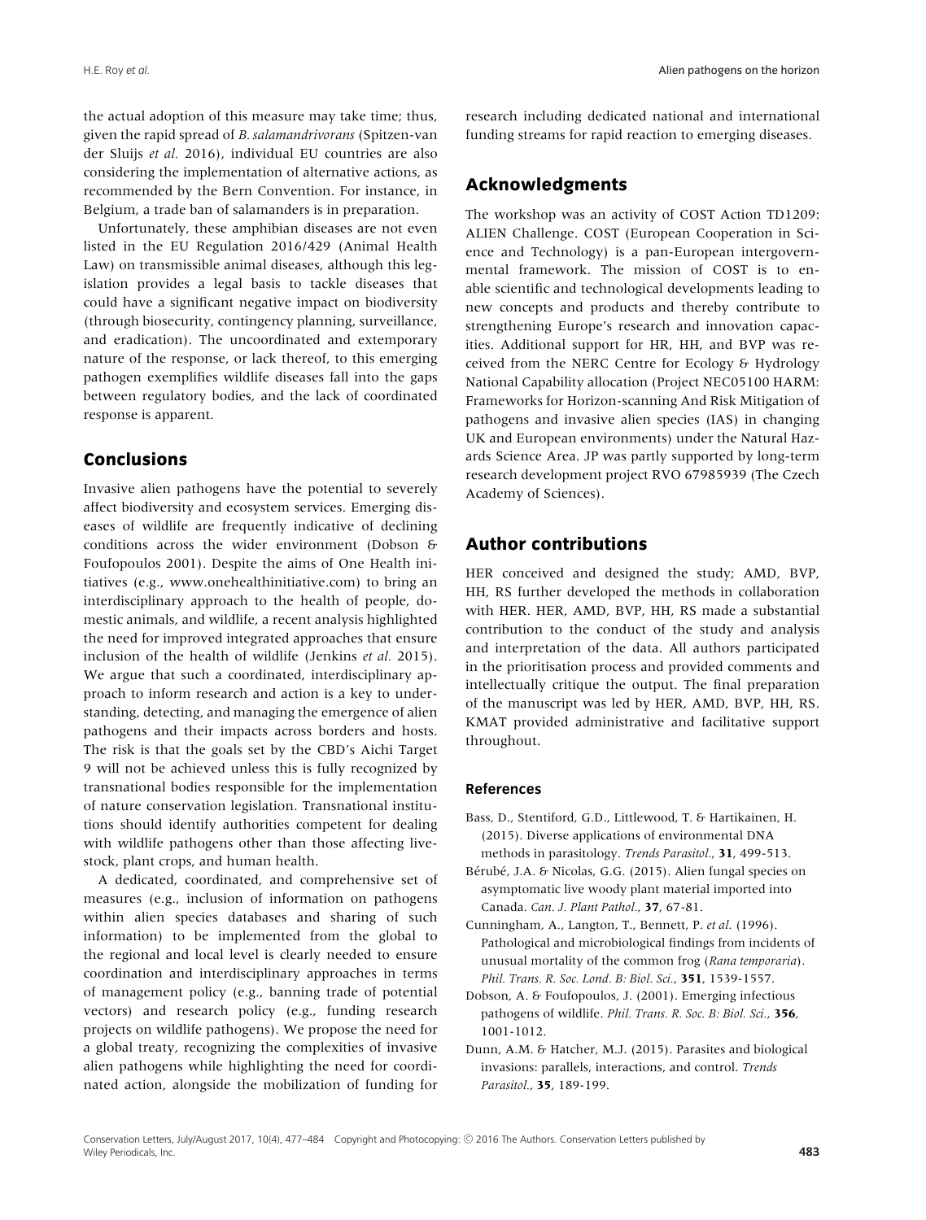the actual adoption of this measure may take time; thus, given the rapid spread of *B. salamandrivorans* (Spitzen-van der Sluijs *et al.* 2016), individual EU countries are also considering the implementation of alternative actions, as recommended by the Bern Convention. For instance, in Belgium, a trade ban of salamanders is in preparation.

Unfortunately, these amphibian diseases are not even listed in the EU Regulation 2016/429 (Animal Health Law) on transmissible animal diseases, although this legislation provides a legal basis to tackle diseases that could have a significant negative impact on biodiversity (through biosecurity, contingency planning, surveillance, and eradication). The uncoordinated and extemporary nature of the response, or lack thereof, to this emerging pathogen exemplifies wildlife diseases fall into the gaps between regulatory bodies, and the lack of coordinated response is apparent.

## Conclusions

Invasive alien pathogens have the potential to severely affect biodiversity and ecosystem services. Emerging diseases of wildlife are frequently indicative of declining conditions across the wider environment (Dobson & Foufopoulos 2001). Despite the aims of One Health initiatives (e.g., www.onehealthinitiative.com) to bring an interdisciplinary approach to the health of people, domestic animals, and wildlife, a recent analysis highlighted the need for improved integrated approaches that ensure inclusion of the health of wildlife (Jenkins *et al.* 2015). We argue that such a coordinated, interdisciplinary approach to inform research and action is a key to understanding, detecting, and managing the emergence of alien pathogens and their impacts across borders and hosts. The risk is that the goals set by the CBD's Aichi Target 9 will not be achieved unless this is fully recognized by transnational bodies responsible for the implementation of nature conservation legislation. Transnational institutions should identify authorities competent for dealing with wildlife pathogens other than those affecting livestock, plant crops, and human health.

A dedicated, coordinated, and comprehensive set of measures (e.g., inclusion of information on pathogens within alien species databases and sharing of such information) to be implemented from the global to the regional and local level is clearly needed to ensure coordination and interdisciplinary approaches in terms of management policy (e.g., banning trade of potential vectors) and research policy (e.g., funding research projects on wildlife pathogens). We propose the need for a global treaty, recognizing the complexities of invasive alien pathogens while highlighting the need for coordinated action, alongside the mobilization of funding for research including dedicated national and international funding streams for rapid reaction to emerging diseases.

## Acknowledgments

The workshop was an activity of COST Action TD1209: ALIEN Challenge. COST (European Cooperation in Science and Technology) is a pan-European intergovernmental framework. The mission of COST is to enable scientific and technological developments leading to new concepts and products and thereby contribute to strengthening Europe's research and innovation capacities. Additional support for HR, HH, and BVP was received from the NERC Centre for Ecology & Hydrology National Capability allocation (Project NEC05100 HARM: Frameworks for Horizon-scanning And Risk Mitigation of pathogens and invasive alien species (IAS) in changing UK and European environments) under the Natural Hazards Science Area. JP was partly supported by long-term research development project RVO 67985939 (The Czech Academy of Sciences).

## Author contributions

HER conceived and designed the study; AMD, BVP, HH, RS further developed the methods in collaboration with HER. HER, AMD, BVP, HH, RS made a substantial contribution to the conduct of the study and analysis and interpretation of the data. All authors participated in the prioritisation process and provided comments and intellectually critique the output. The final preparation of the manuscript was led by HER, AMD, BVP, HH, RS. KMAT provided administrative and facilitative support throughout.

### References

Bass, D., Stentiford, G.D., Littlewood, T. & Hartikainen, H. (2015). Diverse applications of environmental DNA methods in parasitology. *Trends Parasitol.*, **31**, 499-513.

Bérubé, J.A. & Nicolas, G.G. (2015). Alien fungal species on asymptomatic live woody plant material imported into Canada. *Can. J. Plant Pathol.*, **37**, 67-81.

Cunningham, A., Langton, T., Bennett, P. *et al.* (1996). Pathological and microbiological findings from incidents of unusual mortality of the common frog (*Rana temporaria*). *Phil. Trans. R. Soc. Lond. B: Biol. Sci.*, **351**, 1539-1557.

Dobson, A. & Foufopoulos, J. (2001). Emerging infectious pathogens of wildlife. *Phil. Trans. R. Soc. B: Biol. Sci.*, **356**, 1001-1012.

Dunn, A.M. & Hatcher, M.J. (2015). Parasites and biological invasions: parallels, interactions, and control. *Trends Parasitol.*, **35**, 189-199.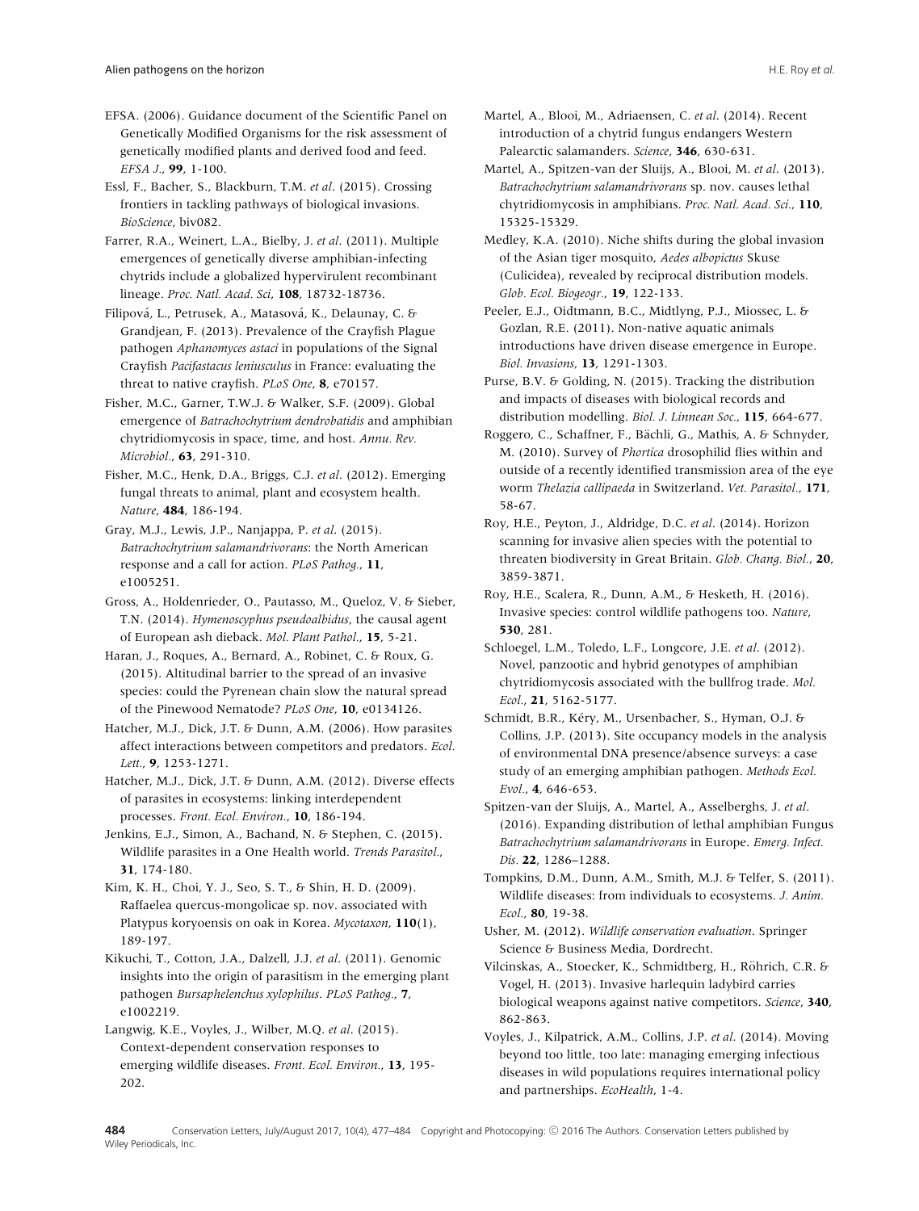EFSA. (2006). Guidance document of the Scientific Panel on Genetically Modified Organisms for the risk assessment of genetically modified plants and derived food and feed. *EFSA J.*, **99**, 1-100.

Essl, F., Bacher, S., Blackburn, T.M. *et al*. (2015). Crossing frontiers in tackling pathways of biological invasions. *BioScience*, biv082.

Farrer, R.A., Weinert, L.A., Bielby, J. *et al*. (2011). Multiple emergences of genetically diverse amphibian-infecting chytrids include a globalized hypervirulent recombinant lineage. *Proc. Natl. Acad. Sci*, **108**, 18732-18736.

Filipová, L., Petrusek, A., Matasová, K., Delaunay, C. & Grandjean, F. (2013). Prevalence of the Crayfish Plague pathogen *Aphanomyces astaci* in populations of the Signal Crayfish *Pacifastacus leniusculus* in France: evaluating the threat to native crayfish. *PLoS One*, **8**, e70157.

Fisher, M.C., Garner, T.W.J. & Walker, S.F. (2009). Global emergence of *Batrachochytrium dendrobatidis* and amphibian chytridiomycosis in space, time, and host. *Annu. Rev. Microbiol.*, **63**, 291-310.

Fisher, M.C., Henk, D.A., Briggs, C.J. *et al*. (2012). Emerging fungal threats to animal, plant and ecosystem health. *Nature*, **484**, 186-194.

Gray, M.J., Lewis, J.P., Nanjappa, P. *et al*. (2015). *Batrachochytrium salamandrivorans*: the North American response and a call for action. *PLoS Pathog.*, **11**, e1005251.

Gross, A., Holdenrieder, O., Pautasso, M., Queloz, V. & Sieber, T.N. (2014). *Hymenoscyphus pseudoalbidus*, the causal agent of European ash dieback. *Mol. Plant Pathol.*, **15**, 5-21.

Haran, J., Roques, A., Bernard, A., Robinet, C. & Roux, G. (2015). Altitudinal barrier to the spread of an invasive species: could the Pyrenean chain slow the natural spread of the Pinewood Nematode? *PLoS One*, **10**, e0134126.

Hatcher, M.J., Dick, J.T. & Dunn, A.M. (2006). How parasites affect interactions between competitors and predators. *Ecol. Lett.*, **9**, 1253-1271.

Hatcher, M.J., Dick, J.T. & Dunn, A.M. (2012). Diverse effects of parasites in ecosystems: linking interdependent processes. *Front. Ecol. Environ.*, **10**, 186-194.

Jenkins, E.J., Simon, A., Bachand, N. & Stephen, C. (2015). Wildlife parasites in a One Health world. *Trends Parasitol.*, **31**, 174-180.

Kim, K. H., Choi, Y. J., Seo, S. T., & Shin, H. D. (2009). Raffaelea quercus-mongolicae sp. nov. associated with Platypus koryoensis on oak in Korea. *Mycotaxon*, **110**(1), 189-197.

Kikuchi, T., Cotton, J.A., Dalzell, J.J. *et al*. (2011). Genomic insights into the origin of parasitism in the emerging plant pathogen *Bursaphelenchus xylophilus*. *PLoS Pathog.*, **7**, e1002219.

Langwig, K.E., Voyles, J., Wilber, M.Q. *et al*. (2015). Context-dependent conservation responses to emerging wildlife diseases. *Front. Ecol. Environ.*, **13**, 195-202.

Martel, A., Blooi, M., Adriaensen, C. *et al*. (2014). Recent introduction of a chytrid fungus endangers Western Palearctic salamanders. *Science*, **346**, 630-631.

Martel, A., Spitzen-van der Sluijs, A., Blooi, M. *et al*. (2013). *Batrachochytrium salamandrivorans* sp. nov. causes lethal chytridiomycosis in amphibians. *Proc. Natl. Acad. Sci.*, **110**, 15325-15329.

Medley, K.A. (2010). Niche shifts during the global invasion of the Asian tiger mosquito, *Aedes albopictus* Skuse (Culicidea), revealed by reciprocal distribution models. *Glob. Ecol. Biogeogr.*, **19**, 122-133.

Peeler, E.J., Oidtmann, B.C., Midtlyng, P.J., Miossec, L. & Gozlan, R.E. (2011). Non-native aquatic animals introductions have driven disease emergence in Europe. *Biol. Invasions*, **13**, 1291-1303.

Purse, B.V. & Golding, N. (2015). Tracking the distribution and impacts of diseases with biological records and distribution modelling. *Biol. J. Linnean Soc.*, **115**, 664-677.

Roggero, C., Schaffner, F., Bächli, G., Mathis, A. & Schnyder, M. (2010). Survey of *Phortica* drosophilid flies within and outside of a recently identified transmission area of the eye worm *Thelazia callipaeda* in Switzerland. *Vet. Parasitol.*, **171**, 58-67.

Roy, H.E., Peyton, J., Aldridge, D.C. *et al*. (2014). Horizon scanning for invasive alien species with the potential to threaten biodiversity in Great Britain. *Glob. Chang. Biol.*, **20**, 3859-3871.

Roy, H.E., Scalera, R., Dunn, A.M., & Hesketh, H. (2016). Invasive species: control wildlife pathogens too. *Nature*, **530**, 281.

Schloegel, L.M., Toledo, L.F., Longcore, J.E. *et al*. (2012). Novel, panzootic and hybrid genotypes of amphibian chytridiomycosis associated with the bullfrog trade. *Mol. Ecol.*, **21**, 5162-5177.

Schmidt, B.R., Kéry, M., Ursenbacher, S., Hyman, O.J. & Collins, J.P. (2013). Site occupancy models in the analysis of environmental DNA presence/absence surveys: a case study of an emerging amphibian pathogen. *Methods Ecol. Evol.*, **4**, 646-653.

Spitzen-van der Sluijs, A., Martel, A., Asselberghs, J. *et al*. (2016). Expanding distribution of lethal amphibian Fungus *Batrachochytrium salamandrivorans* in Europe. *Emerg. Infect. Dis.* **22**, 1286–1288.

Tompkins, D.M., Dunn, A.M., Smith, M.J. & Telfer, S. (2011). Wildlife diseases: from individuals to ecosystems. *J. Anim. Ecol.*, **80**, 19-38.

Usher, M. (2012). *Wildlife conservation evaluation*. Springer Science & Business Media, Dordrecht.

Vilcinskas, A., Stoecker, K., Schmidtberg, H., Röhrich, C.R. & Vogel, H. (2013). Invasive harlequin ladybird carries biological weapons against native competitors. *Science*, **340**, 862-863.

Voyles, J., Kilpatrick, A.M., Collins, J.P. *et al*. (2014). Moving beyond too little, too late: managing emerging infectious diseases in wild populations requires international policy and partnerships. *EcoHealth*, 1-4.